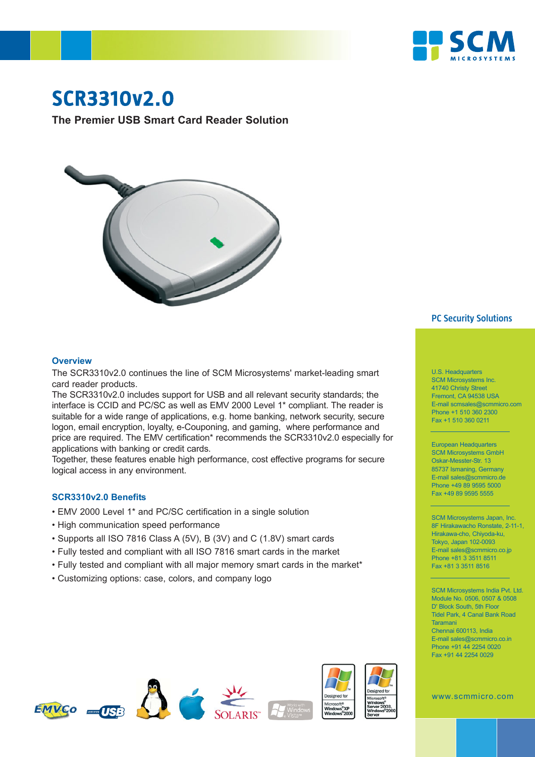# SCR3310v2.0

**The Premier USB Smart Card Reader Solution**

## Overview

The SCR3310v2.0 continues the line of SCM Microsystems' market-leading smart card reader products.

The SCR3310v2.0 includes support for USB and all relevant security standards; the interface is CCID and PC/SC as well as EMV 2000 Level 1* compliant. The reader is suitable for a wide range of applications, e.g. home banking, network security, secure logon, email encryption, loyalty, e-Couponing, and gaming, where performance and price are required. The EMV certification* recommends the SCR3310v2.0 especially for applications with banking or credit cards.

Together, these features enable high performance, cost effective programs for secure logical access in any environment.

## SCR3310v2.0 Benefits

- EMV 2000 Level 1* and PC/SC certification in a single solution
- High communication speed performance
- Supports all ISO 7816 Class A (5V), B (3V) and C (1.8V) smart cards
- Fully tested and compliant with all ISO 7816 smart cards in the market
- Fully tested and compliant with all major memory smart cards in the market*
- Customizing options: case, colors, and company logo

## PC Security Solutions

U.S. Headquarters
SCM Microsystems Inc.
41740 Christy Street
Fremont, CA 94538 USA
E-mail scmsales@scmmicro.com
Phone +1 510 360 2300
Fax +1 510 360 0211

European Headquarters
SCM Microsystems GmbH
Oskar-Messter-Str. 13
85737 Ismaning, Germany
E-mail sales@scmmicro.de
Phone +49 89 9595 5000
Fax +49 89 9595 5555

SCM Microsystems Japan, Inc.
8F Hirakawacho Ronstate, 2-11-1,
Hirakawa-cho, Chiyoda-ku,
Tokyo, Japan 102-0093
E-mail sales@scmmicro.co.jp
Phone +81 3 3511 8511
Fax +81 3 3511 8516

SCM Microsystems India Pvt. Ltd.
Module No. 0506, 0507 & 0508
D' Block South, 5th Floor
Tidel Park, 4 Canal Bank Road
Taramani
Chennai 600113, India
E-mail sales@scmmicro.co.in
Phone +91 44 2254 0020
Fax +91 44 2254 0029

www.scmmicro.com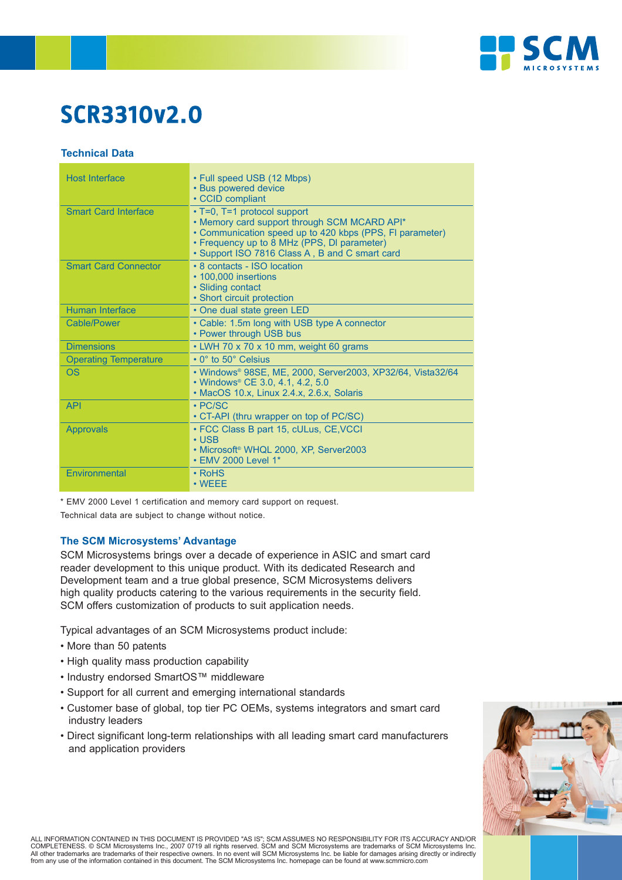# SCR3310v2.0

### Technical Data

| | |
|---|---|
| Host Interface | • Full speed USB (12 Mbps)<br>• Bus powered device<br>• CCID compliant |
| Smart Card Interface | • T=0, T=1 protocol support<br>• Memory card support through SCM MCARD API*<br>• Communication speed up to 420 kbps (PPS, FI parameter)<br>• Frequency up to 8 MHz (PPS, DI parameter)<br>• Support ISO 7816 Class A , B and C smart card |
| Smart Card Connector | • 8 contacts - ISO location<br>• 100,000 insertions<br>• Sliding contact<br>• Short circuit protection |
| Human Interface | • One dual state green LED |
| Cable/Power | • Cable: 1.5m long with USB type A connector<br>• Power through USB bus |
| Dimensions | • LWH 70 x 70 x 10 mm, weight 60 grams |
| Operating Temperature | • 0° to 50° Celsius |
| OS | • Windows® 98SE, ME, 2000, Server2003, XP32/64, Vista32/64<br>• Windows® CE 3.0, 4.1, 4.2, 5.0<br>• MacOS 10.x, Linux 2.4.x, 2.6.x, Solaris |
| API | • PC/SC<br>• CT-API (thru wrapper on top of PC/SC) |
| Approvals | • FCC Class B part 15, cULus, CE,VCCI<br>• USB<br>• Microsoft® WHQL 2000, XP, Server2003<br>• EMV 2000 Level 1* |
| Environmental | • RoHS<br>• WEEE |

* EMV 2000 Level 1 certification and memory card support on request.

Technical data are subject to change without notice.

### The SCM Microsystems' Advantage

SCM Microsystems brings over a decade of experience in ASIC and smart card reader development to this unique product. With its dedicated Research and Development team and a true global presence, SCM Microsystems delivers high quality products catering to the various requirements in the security field. SCM offers customization of products to suit application needs.

Typical advantages of an SCM Microsystems product include:

- More than 50 patents
- High quality mass production capability
- Industry endorsed SmartOS™ middleware
- Support for all current and emerging international standards
- Customer base of global, top tier PC OEMs, systems integrators and smart card industry leaders
- Direct significant long-term relationships with all leading smart card manufacturers and application providers

ALL INFORMATION CONTAINED IN THIS DOCUMENT IS PROVIDED "AS IS"; SCM ASSUMES NO RESPONSIBILITY FOR ITS ACCURACY AND/OR COMPLETENESS. © SCM Microsystems Inc., 2007 0719 all rights reserved. SCM and SCM Microsystems are trademarks of SCM Microsystems Inc. All other trademarks are trademarks of their respective owners. In no event will SCM Microsystems Inc. be liable for damages arising directly or indirectly from any use of the information contained in this document. The SCM Microsystems Inc. homepage can be found at www.scmmicro.com